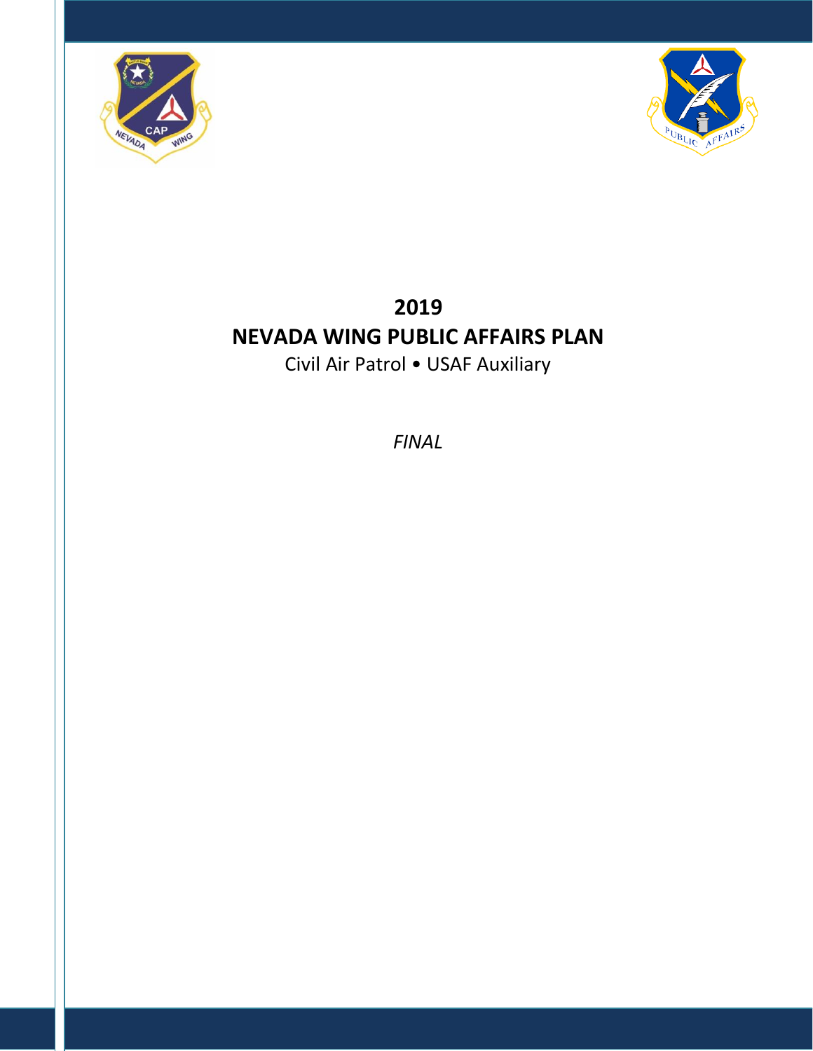# 2019
# NEVADA WING PUBLIC AFFAIRS PLAN

Civil Air Patrol • USAF Auxiliary

*FINAL*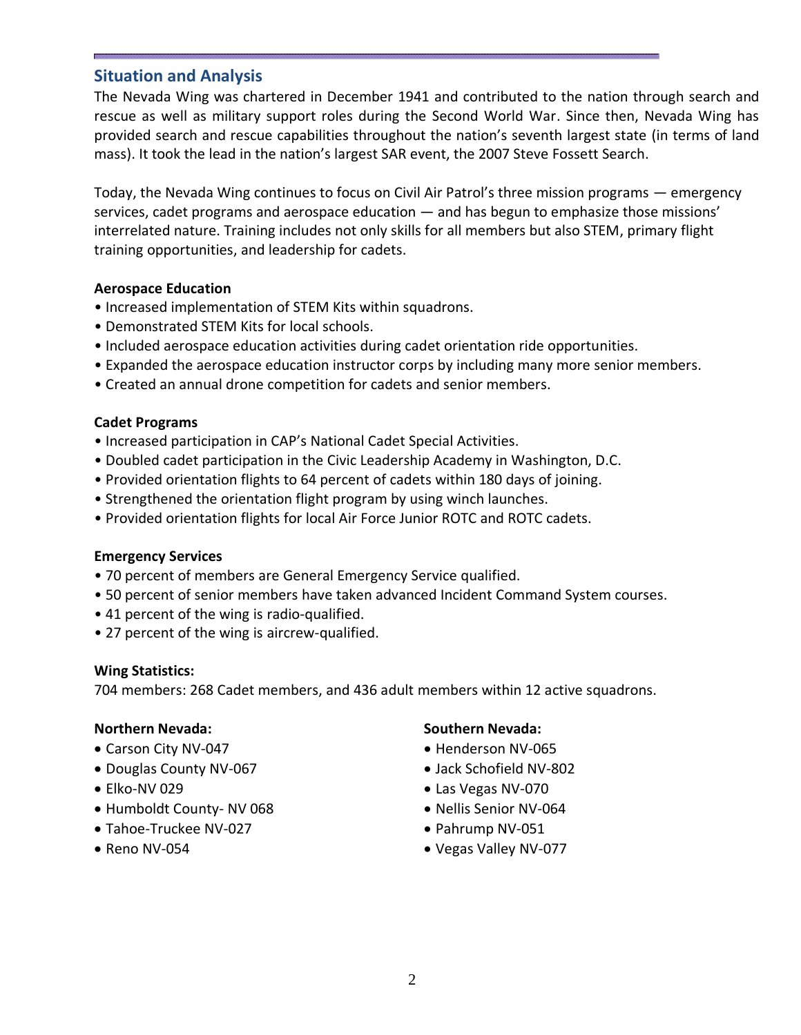## Situation and Analysis

The Nevada Wing was chartered in December 1941 and contributed to the nation through search and rescue as well as military support roles during the Second World War. Since then, Nevada Wing has provided search and rescue capabilities throughout the nation's seventh largest state (in terms of land mass). It took the lead in the nation's largest SAR event, the 2007 Steve Fossett Search.

Today, the Nevada Wing continues to focus on Civil Air Patrol's three mission programs — emergency services, cadet programs and aerospace education — and has begun to emphasize those missions' interrelated nature. Training includes not only skills for all members but also STEM, primary flight training opportunities, and leadership for cadets.

**Aerospace Education**

- Increased implementation of STEM Kits within squadrons.
- Demonstrated STEM Kits for local schools.
- Included aerospace education activities during cadet orientation ride opportunities.
- Expanded the aerospace education instructor corps by including many more senior members.
- Created an annual drone competition for cadets and senior members.

**Cadet Programs**

- Increased participation in CAP's National Cadet Special Activities.
- Doubled cadet participation in the Civic Leadership Academy in Washington, D.C.
- Provided orientation flights to 64 percent of cadets within 180 days of joining.
- Strengthened the orientation flight program by using winch launches.
- Provided orientation flights for local Air Force Junior ROTC and ROTC cadets.

**Emergency Services**

- 70 percent of members are General Emergency Service qualified.
- 50 percent of senior members have taken advanced Incident Command System courses.
- 41 percent of the wing is radio-qualified.
- 27 percent of the wing is aircrew-qualified.

**Wing Statistics:**

704 members: 268 Cadet members, and 436 adult members within 12 active squadrons.

**Northern Nevada:**

- Carson City NV-047
- Douglas County NV-067
- Elko-NV 029
- Humboldt County- NV 068
- Tahoe-Truckee NV-027
- Reno NV-054

**Southern Nevada:**

- Henderson NV-065
- Jack Schofield NV-802
- Las Vegas NV-070
- Nellis Senior NV-064
- Pahrump NV-051
- Vegas Valley NV-077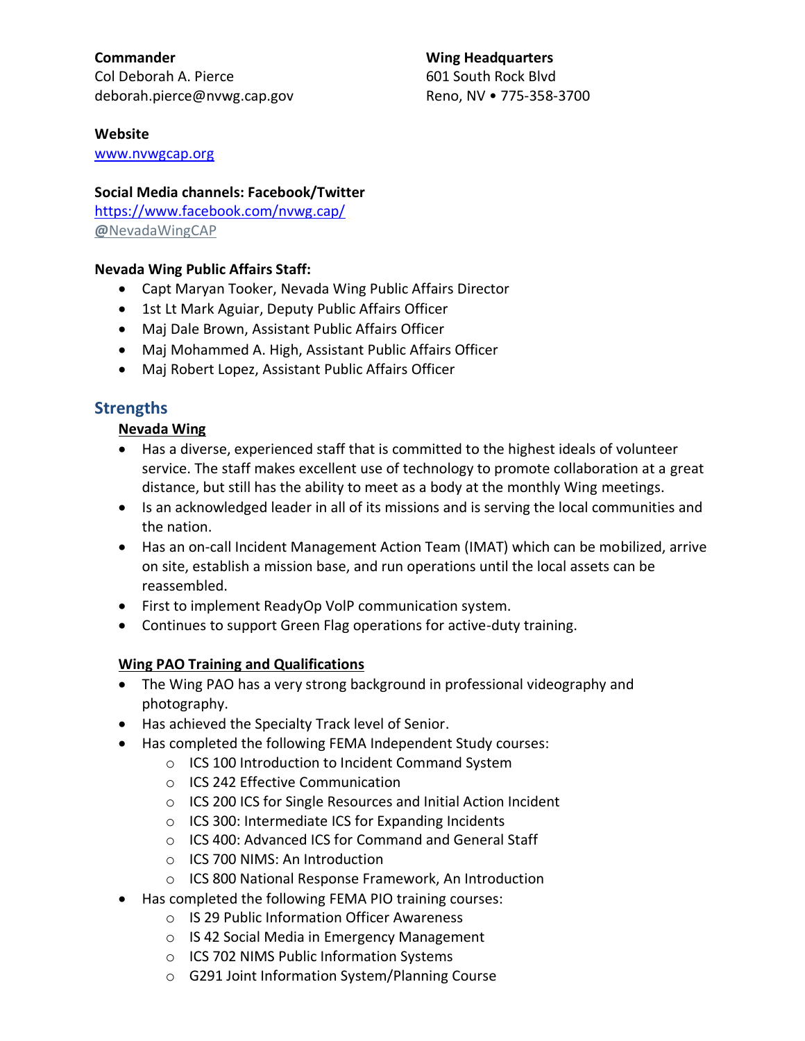**Commander**
Col Deborah A. Pierce
deborah.pierce@nvwg.cap.gov

**Wing Headquarters**
601 South Rock Blvd
Reno, NV • 775-358-3700

**Website**
[www.nvwgcap.org](http://www.nvwgcap.org)

**Social Media channels: Facebook/Twitter**
[https://www.facebook.com/nvwg.cap/](https://www.facebook.com/nvwg.cap/)
@NevadaWingCAP

**Nevada Wing Public Affairs Staff:**

- Capt Maryan Tooker, Nevada Wing Public Affairs Director
- 1st Lt Mark Aguiar, Deputy Public Affairs Officer
- Maj Dale Brown, Assistant Public Affairs Officer
- Maj Mohammed A. High, Assistant Public Affairs Officer
- Maj Robert Lopez, Assistant Public Affairs Officer

## Strengths

### Nevada Wing

- Has a diverse, experienced staff that is committed to the highest ideals of volunteer service. The staff makes excellent use of technology to promote collaboration at a great distance, but still has the ability to meet as a body at the monthly Wing meetings.
- Is an acknowledged leader in all of its missions and is serving the local communities and the nation.
- Has an on-call Incident Management Action Team (IMAT) which can be mobilized, arrive on site, establish a mission base, and run operations until the local assets can be reassembled.
- First to implement ReadyOp VoIP communication system.
- Continues to support Green Flag operations for active-duty training.

### Wing PAO Training and Qualifications

- The Wing PAO has a very strong background in professional videography and photography.
- Has achieved the Specialty Track level of Senior.
- Has completed the following FEMA Independent Study courses:
  - ICS 100 Introduction to Incident Command System
  - ICS 242 Effective Communication
  - ICS 200 ICS for Single Resources and Initial Action Incident
  - ICS 300: Intermediate ICS for Expanding Incidents
  - ICS 400: Advanced ICS for Command and General Staff
  - ICS 700 NIMS: An Introduction
  - ICS 800 National Response Framework, An Introduction
- Has completed the following FEMA PIO training courses:
  - IS 29 Public Information Officer Awareness
  - IS 42 Social Media in Emergency Management
  - ICS 702 NIMS Public Information Systems
  - G291 Joint Information System/Planning Course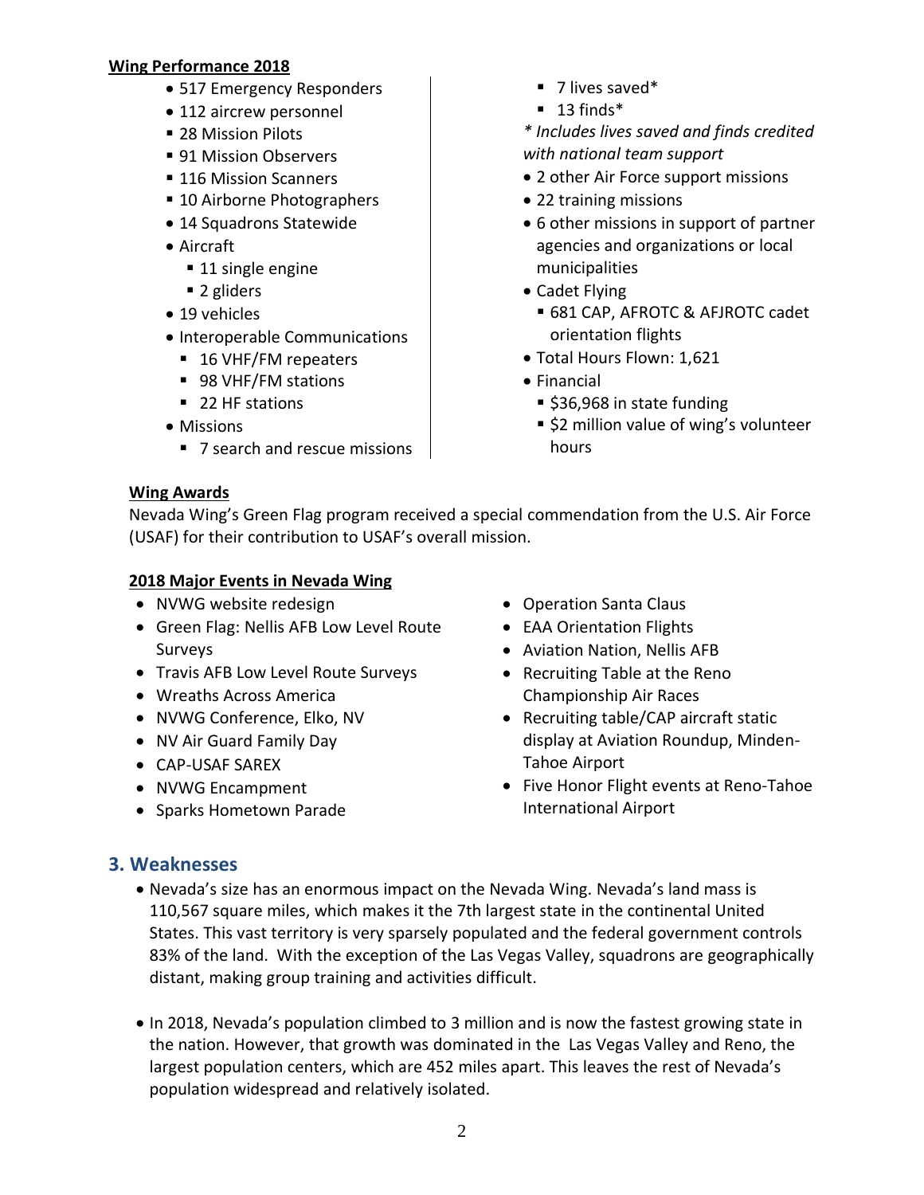**Wing Performance 2018**

- 517 Emergency Responders
- 112 aircrew personnel
  - 28 Mission Pilots
  - 91 Mission Observers
  - 116 Mission Scanners
  - 10 Airborne Photographers
- 14 Squadrons Statewide
- Aircraft
  - 11 single engine
  - 2 gliders
- 19 vehicles
- Interoperable Communications
  - 16 VHF/FM repeaters
  - 98 VHF/FM stations
  - 22 HF stations
- Missions
  - 7 search and rescue missions
  - 7 lives saved*
  - 13 finds*

*\* Includes lives saved and finds credited with national team support*

- 2 other Air Force support missions
- 22 training missions
- 6 other missions in support of partner agencies and organizations or local municipalities
- Cadet Flying
  - 681 CAP, AFROTC & AFJROTC cadet orientation flights
- Total Hours Flown: 1,621
- Financial
  - $36,968 in state funding
  - $2 million value of wing's volunteer hours

**Wing Awards**

Nevada Wing's Green Flag program received a special commendation from the U.S. Air Force (USAF) for their contribution to USAF's overall mission.

**2018 Major Events in Nevada Wing**

- NVWG website redesign
- Green Flag: Nellis AFB Low Level Route Surveys
- Travis AFB Low Level Route Surveys
- Wreaths Across America
- NVWG Conference, Elko, NV
- NV Air Guard Family Day
- CAP-USAF SAREX
- NVWG Encampment
- Sparks Hometown Parade
- Operation Santa Claus
- EAA Orientation Flights
- Aviation Nation, Nellis AFB
- Recruiting Table at the Reno Championship Air Races
- Recruiting table/CAP aircraft static display at Aviation Roundup, Minden-Tahoe Airport
- Five Honor Flight events at Reno-Tahoe International Airport

## 3. Weaknesses

- Nevada's size has an enormous impact on the Nevada Wing. Nevada's land mass is 110,567 square miles, which makes it the 7th largest state in the continental United States. This vast territory is very sparsely populated and the federal government controls 83% of the land. With the exception of the Las Vegas Valley, squadrons are geographically distant, making group training and activities difficult.

- In 2018, Nevada's population climbed to 3 million and is now the fastest growing state in the nation. However, that growth was dominated in the Las Vegas Valley and Reno, the largest population centers, which are 452 miles apart. This leaves the rest of Nevada's population widespread and relatively isolated.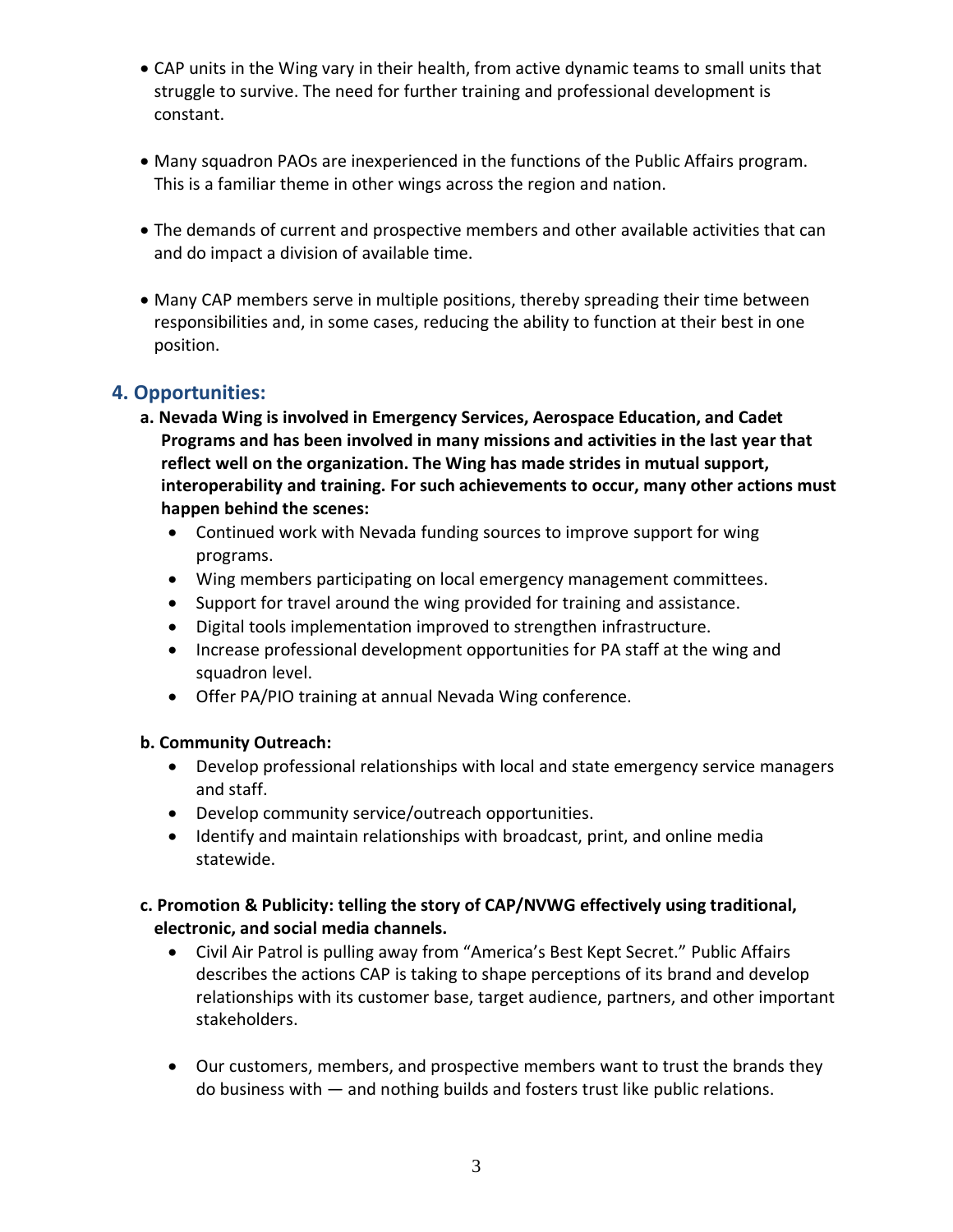- CAP units in the Wing vary in their health, from active dynamic teams to small units that struggle to survive. The need for further training and professional development is constant.

- Many squadron PAOs are inexperienced in the functions of the Public Affairs program. This is a familiar theme in other wings across the region and nation.

- The demands of current and prospective members and other available activities that can and do impact a division of available time.

- Many CAP members serve in multiple positions, thereby spreading their time between responsibilities and, in some cases, reducing the ability to function at their best in one position.

## 4. Opportunities:

**a. Nevada Wing is involved in Emergency Services, Aerospace Education, and Cadet Programs and has been involved in many missions and activities in the last year that reflect well on the organization. The Wing has made strides in mutual support, interoperability and training. For such achievements to occur, many other actions must happen behind the scenes:**

- Continued work with Nevada funding sources to improve support for wing programs.
- Wing members participating on local emergency management committees.
- Support for travel around the wing provided for training and assistance.
- Digital tools implementation improved to strengthen infrastructure.
- Increase professional development opportunities for PA staff at the wing and squadron level.
- Offer PA/PIO training at annual Nevada Wing conference.

**b. Community Outreach:**

- Develop professional relationships with local and state emergency service managers and staff.
- Develop community service/outreach opportunities.
- Identify and maintain relationships with broadcast, print, and online media statewide.

**c. Promotion & Publicity: telling the story of CAP/NVWG effectively using traditional, electronic, and social media channels.**

- Civil Air Patrol is pulling away from "America's Best Kept Secret." Public Affairs describes the actions CAP is taking to shape perceptions of its brand and develop relationships with its customer base, target audience, partners, and other important stakeholders.

- Our customers, members, and prospective members want to trust the brands they do business with — and nothing builds and fosters trust like public relations.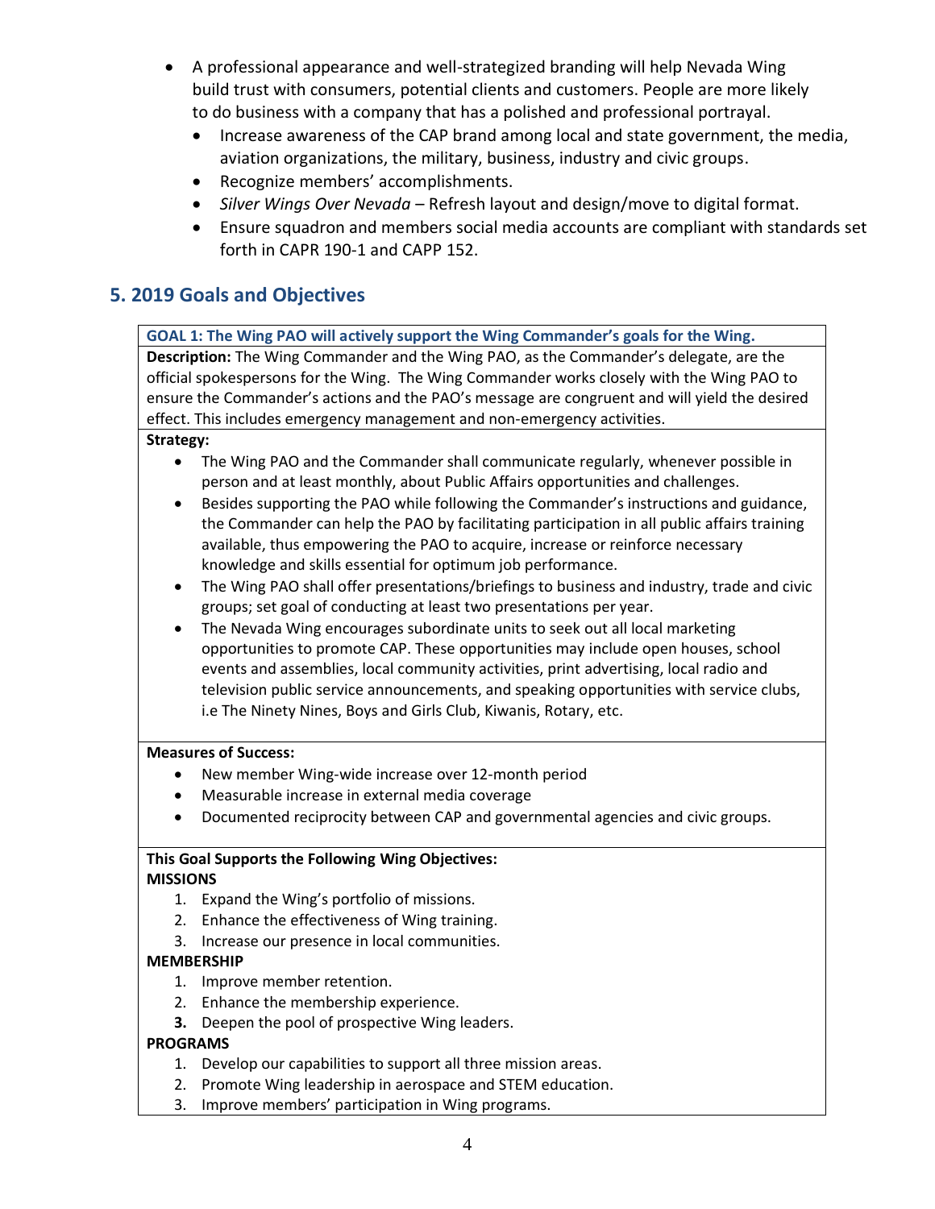- A professional appearance and well-strategized branding will help Nevada Wing build trust with consumers, potential clients and customers. People are more likely to do business with a company that has a polished and professional portrayal.
  - Increase awareness of the CAP brand among local and state government, the media, aviation organizations, the military, business, industry and civic groups.
  - Recognize members' accomplishments.
  - *Silver Wings Over Nevada* – Refresh layout and design/move to digital format.
  - Ensure squadron and members social media accounts are compliant with standards set forth in CAPR 190-1 and CAPP 152.

## 5. 2019 Goals and Objectives

**GOAL 1: The Wing PAO will actively support the Wing Commander's goals for the Wing.**

**Description:** The Wing Commander and the Wing PAO, as the Commander's delegate, are the official spokespersons for the Wing. The Wing Commander works closely with the Wing PAO to ensure the Commander's actions and the PAO's message are congruent and will yield the desired effect. This includes emergency management and non-emergency activities.

**Strategy:**

- The Wing PAO and the Commander shall communicate regularly, whenever possible in person and at least monthly, about Public Affairs opportunities and challenges.
- Besides supporting the PAO while following the Commander's instructions and guidance, the Commander can help the PAO by facilitating participation in all public affairs training available, thus empowering the PAO to acquire, increase or reinforce necessary knowledge and skills essential for optimum job performance.
- The Wing PAO shall offer presentations/briefings to business and industry, trade and civic groups; set goal of conducting at least two presentations per year.
- The Nevada Wing encourages subordinate units to seek out all local marketing opportunities to promote CAP. These opportunities may include open houses, school events and assemblies, local community activities, print advertising, local radio and television public service announcements, and speaking opportunities with service clubs, i.e The Ninety Nines, Boys and Girls Club, Kiwanis, Rotary, etc.

**Measures of Success:**

- New member Wing-wide increase over 12-month period
- Measurable increase in external media coverage
- Documented reciprocity between CAP and governmental agencies and civic groups.

**This Goal Supports the Following Wing Objectives:**

**MISSIONS**

1. Expand the Wing's portfolio of missions.
2. Enhance the effectiveness of Wing training.
3. Increase our presence in local communities.

**MEMBERSHIP**

1. Improve member retention.
2. Enhance the membership experience.
3. Deepen the pool of prospective Wing leaders.

**PROGRAMS**

1. Develop our capabilities to support all three mission areas.
2. Promote Wing leadership in aerospace and STEM education.
3. Improve members' participation in Wing programs.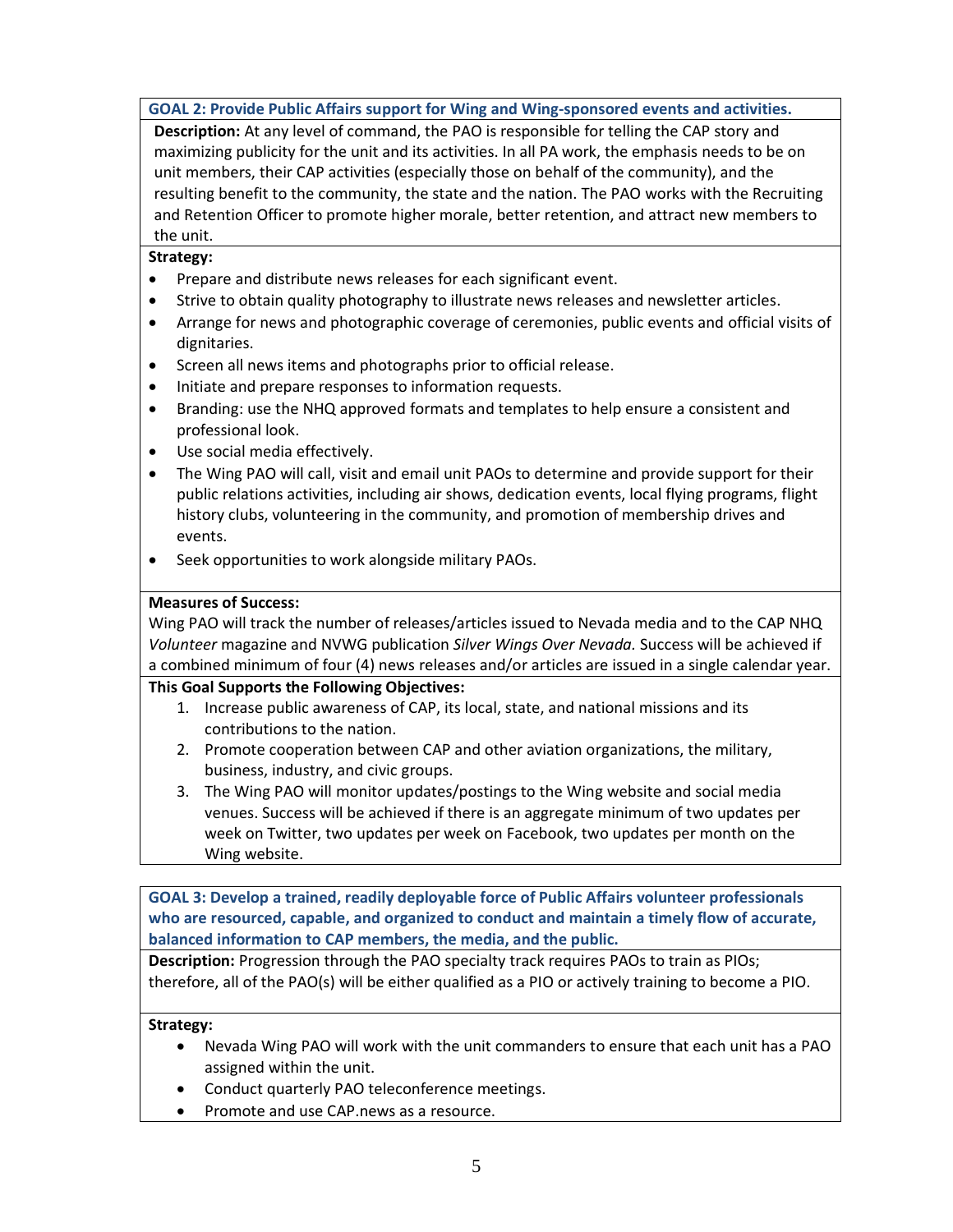**GOAL 2: Provide Public Affairs support for Wing and Wing-sponsored events and activities.**

**Description:** At any level of command, the PAO is responsible for telling the CAP story and maximizing publicity for the unit and its activities. In all PA work, the emphasis needs to be on unit members, their CAP activities (especially those on behalf of the community), and the resulting benefit to the community, the state and the nation. The PAO works with the Recruiting and Retention Officer to promote higher morale, better retention, and attract new members to the unit.

**Strategy:**

- Prepare and distribute news releases for each significant event.
- Strive to obtain quality photography to illustrate news releases and newsletter articles.
- Arrange for news and photographic coverage of ceremonies, public events and official visits of dignitaries.
- Screen all news items and photographs prior to official release.
- Initiate and prepare responses to information requests.
- Branding: use the NHQ approved formats and templates to help ensure a consistent and professional look.
- Use social media effectively.
- The Wing PAO will call, visit and email unit PAOs to determine and provide support for their public relations activities, including air shows, dedication events, local flying programs, flight history clubs, volunteering in the community, and promotion of membership drives and events.
- Seek opportunities to work alongside military PAOs.

**Measures of Success:**

Wing PAO will track the number of releases/articles issued to Nevada media and to the CAP NHQ *Volunteer* magazine and NVWG publication *Silver Wings Over Nevada.* Success will be achieved if a combined minimum of four (4) news releases and/or articles are issued in a single calendar year.

**This Goal Supports the Following Objectives:**

1. Increase public awareness of CAP, its local, state, and national missions and its contributions to the nation.
2. Promote cooperation between CAP and other aviation organizations, the military, business, industry, and civic groups.
3. The Wing PAO will monitor updates/postings to the Wing website and social media venues. Success will be achieved if there is an aggregate minimum of two updates per week on Twitter, two updates per week on Facebook, two updates per month on the Wing website.

**GOAL 3: Develop a trained, readily deployable force of Public Affairs volunteer professionals who are resourced, capable, and organized to conduct and maintain a timely flow of accurate, balanced information to CAP members, the media, and the public.**

**Description:** Progression through the PAO specialty track requires PAOs to train as PIOs; therefore, all of the PAO(s) will be either qualified as a PIO or actively training to become a PIO.

**Strategy:**

- Nevada Wing PAO will work with the unit commanders to ensure that each unit has a PAO assigned within the unit.
- Conduct quarterly PAO teleconference meetings.
- Promote and use CAP.news as a resource.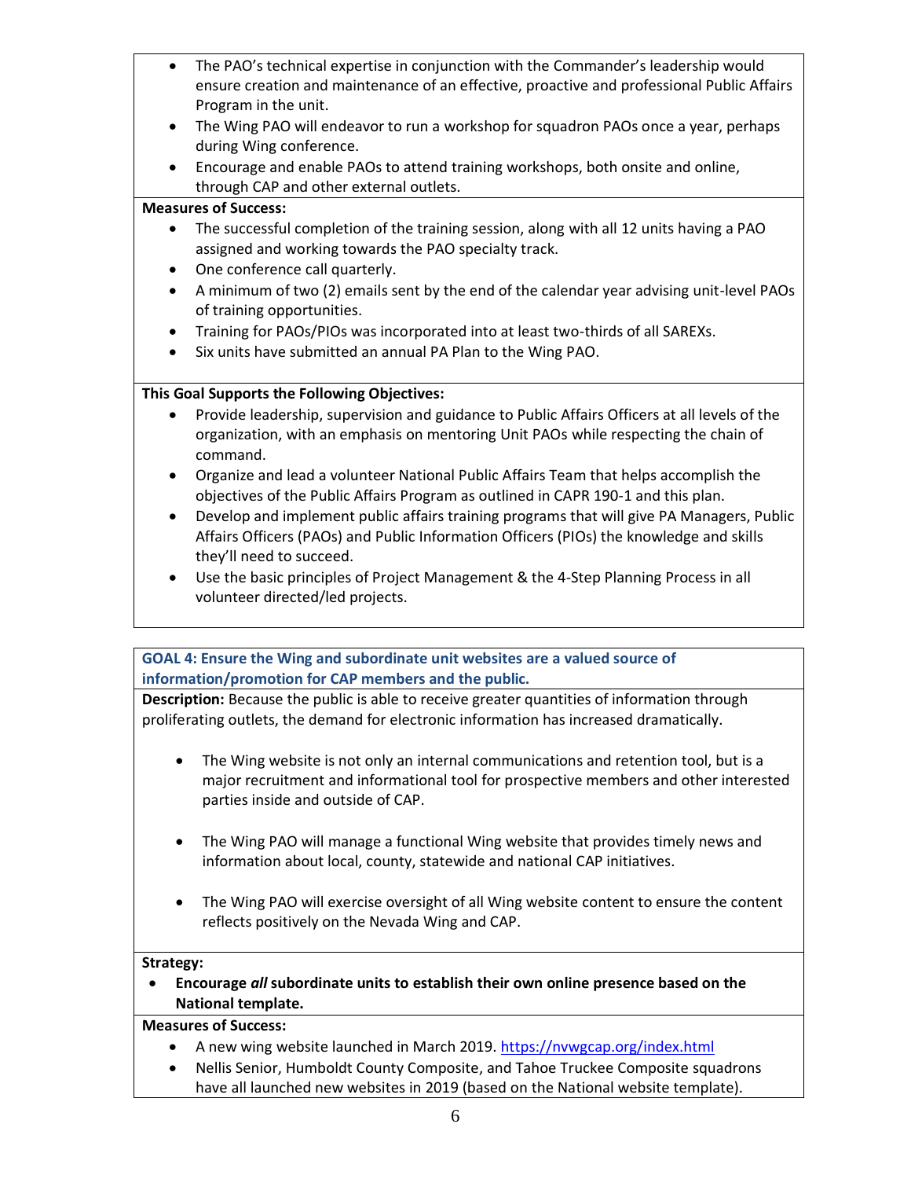- The PAO's technical expertise in conjunction with the Commander's leadership would ensure creation and maintenance of an effective, proactive and professional Public Affairs Program in the unit.
- The Wing PAO will endeavor to run a workshop for squadron PAOs once a year, perhaps during Wing conference.
- Encourage and enable PAOs to attend training workshops, both onsite and online, through CAP and other external outlets.

**Measures of Success:**

- The successful completion of the training session, along with all 12 units having a PAO assigned and working towards the PAO specialty track.
- One conference call quarterly.
- A minimum of two (2) emails sent by the end of the calendar year advising unit-level PAOs of training opportunities.
- Training for PAOs/PIOs was incorporated into at least two-thirds of all SAREXs.
- Six units have submitted an annual PA Plan to the Wing PAO.

**This Goal Supports the Following Objectives:**

- Provide leadership, supervision and guidance to Public Affairs Officers at all levels of the organization, with an emphasis on mentoring Unit PAOs while respecting the chain of command.
- Organize and lead a volunteer National Public Affairs Team that helps accomplish the objectives of the Public Affairs Program as outlined in CAPR 190-1 and this plan.
- Develop and implement public affairs training programs that will give PA Managers, Public Affairs Officers (PAOs) and Public Information Officers (PIOs) the knowledge and skills they'll need to succeed.
- Use the basic principles of Project Management & the 4-Step Planning Process in all volunteer directed/led projects.

### GOAL 4: Ensure the Wing and subordinate unit websites are a valued source of information/promotion for CAP members and the public.

**Description:** Because the public is able to receive greater quantities of information through proliferating outlets, the demand for electronic information has increased dramatically.

- The Wing website is not only an internal communications and retention tool, but is a major recruitment and informational tool for prospective members and other interested parties inside and outside of CAP.
- The Wing PAO will manage a functional Wing website that provides timely news and information about local, county, statewide and national CAP initiatives.
- The Wing PAO will exercise oversight of all Wing website content to ensure the content reflects positively on the Nevada Wing and CAP.

**Strategy:**

- **Encourage *all* subordinate units to establish their own online presence based on the National template.**

**Measures of Success:**

- A new wing website launched in March 2019. https://nvwgcap.org/index.html
- Nellis Senior, Humboldt County Composite, and Tahoe Truckee Composite squadrons have all launched new websites in 2019 (based on the National website template).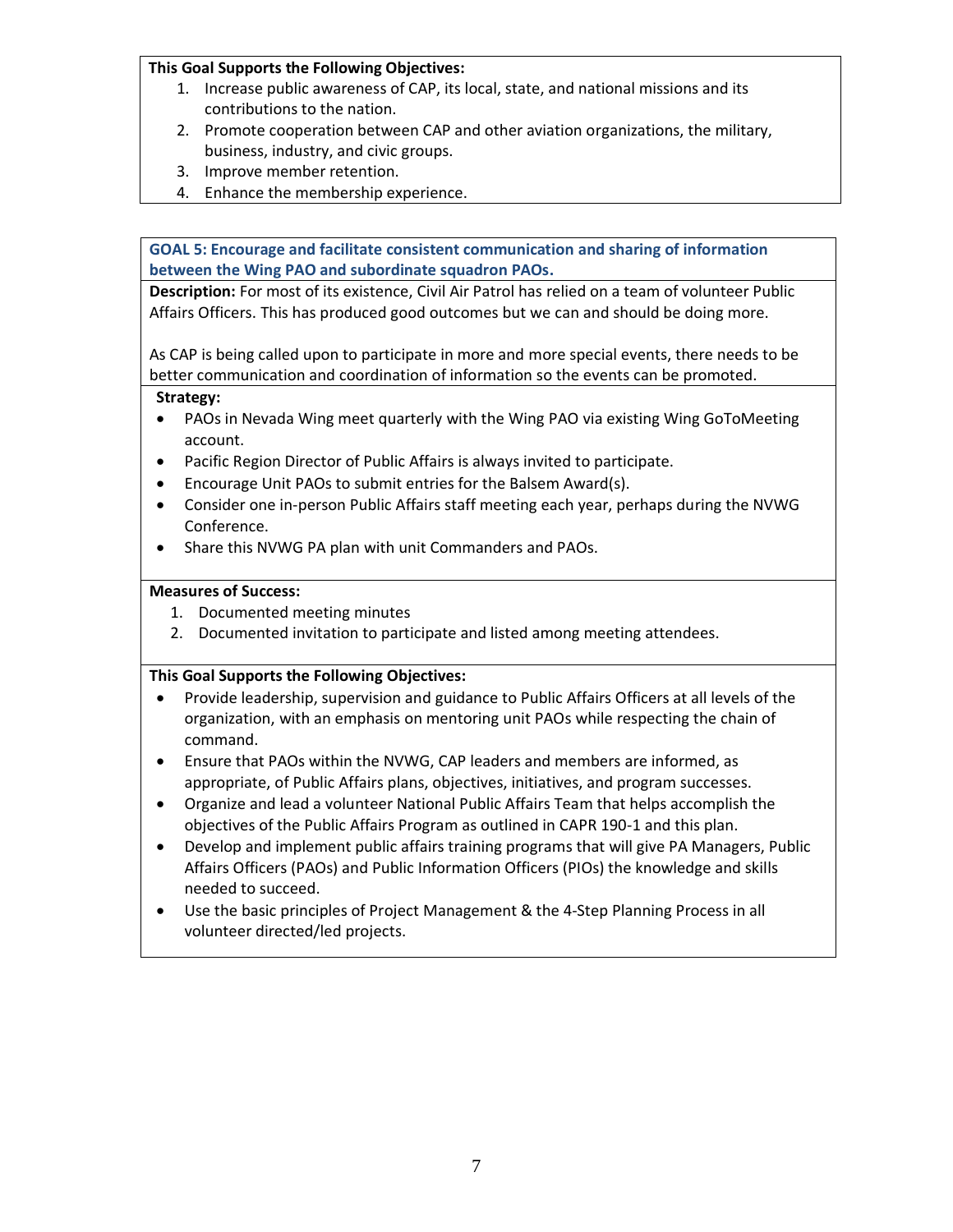**This Goal Supports the Following Objectives:**

1. Increase public awareness of CAP, its local, state, and national missions and its contributions to the nation.
2. Promote cooperation between CAP and other aviation organizations, the military, business, industry, and civic groups.
3. Improve member retention.
4. Enhance the membership experience.

### GOAL 5: Encourage and facilitate consistent communication and sharing of information between the Wing PAO and subordinate squadron PAOs.

**Description:** For most of its existence, Civil Air Patrol has relied on a team of volunteer Public Affairs Officers. This has produced good outcomes but we can and should be doing more.

As CAP is being called upon to participate in more and more special events, there needs to be better communication and coordination of information so the events can be promoted.

**Strategy:**

- PAOs in Nevada Wing meet quarterly with the Wing PAO via existing Wing GoToMeeting account.
- Pacific Region Director of Public Affairs is always invited to participate.
- Encourage Unit PAOs to submit entries for the Balsem Award(s).
- Consider one in-person Public Affairs staff meeting each year, perhaps during the NVWG Conference.
- Share this NVWG PA plan with unit Commanders and PAOs.

**Measures of Success:**

1. Documented meeting minutes
2. Documented invitation to participate and listed among meeting attendees.

**This Goal Supports the Following Objectives:**

- Provide leadership, supervision and guidance to Public Affairs Officers at all levels of the organization, with an emphasis on mentoring unit PAOs while respecting the chain of command.
- Ensure that PAOs within the NVWG, CAP leaders and members are informed, as appropriate, of Public Affairs plans, objectives, initiatives, and program successes.
- Organize and lead a volunteer National Public Affairs Team that helps accomplish the objectives of the Public Affairs Program as outlined in CAPR 190-1 and this plan.
- Develop and implement public affairs training programs that will give PA Managers, Public Affairs Officers (PAOs) and Public Information Officers (PIOs) the knowledge and skills needed to succeed.
- Use the basic principles of Project Management & the 4-Step Planning Process in all volunteer directed/led projects.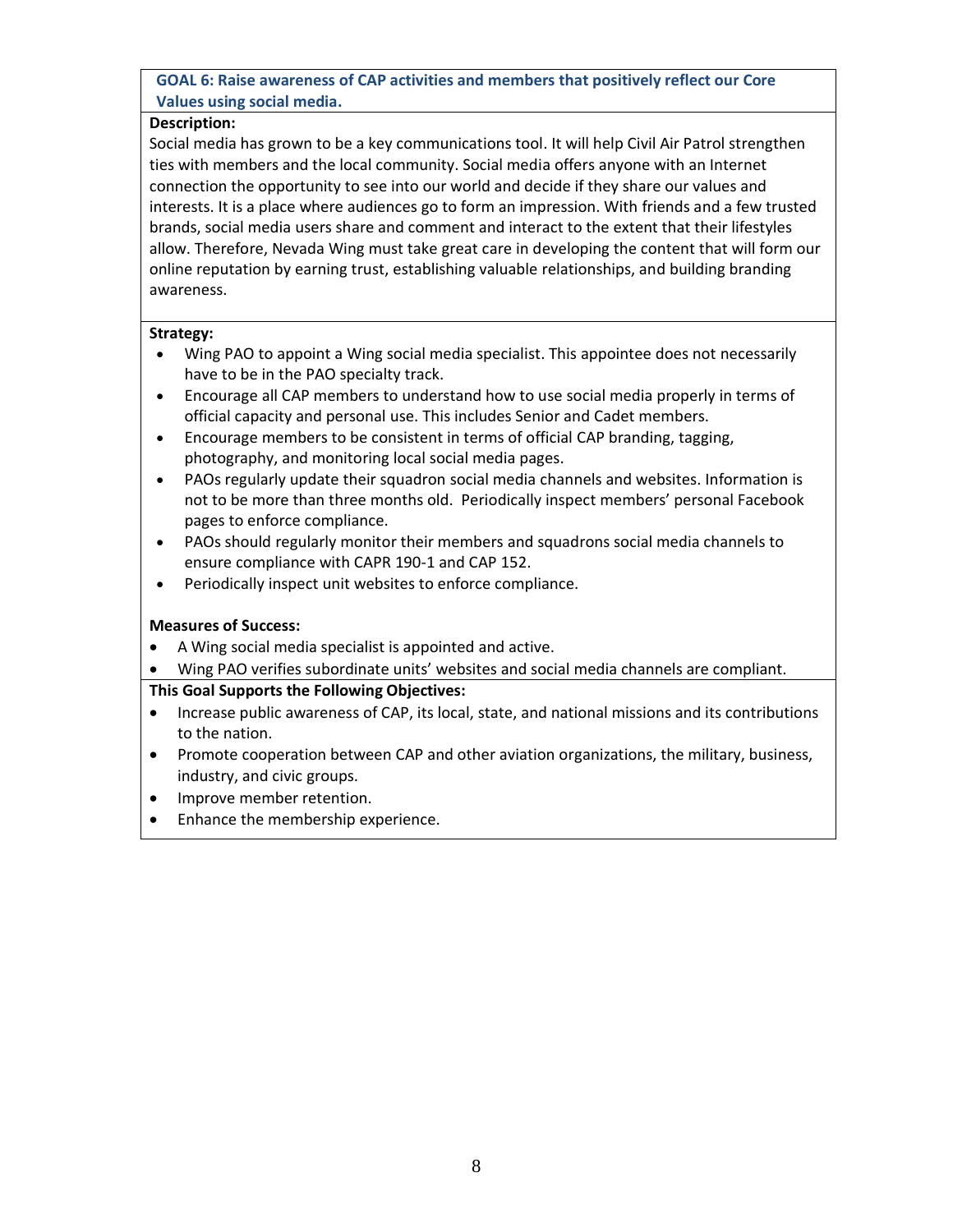## GOAL 6: Raise awareness of CAP activities and members that positively reflect our Core Values using social media.

**Description:**

Social media has grown to be a key communications tool. It will help Civil Air Patrol strengthen ties with members and the local community. Social media offers anyone with an Internet connection the opportunity to see into our world and decide if they share our values and interests. It is a place where audiences go to form an impression. With friends and a few trusted brands, social media users share and comment and interact to the extent that their lifestyles allow. Therefore, Nevada Wing must take great care in developing the content that will form our online reputation by earning trust, establishing valuable relationships, and building branding awareness.

**Strategy:**

- Wing PAO to appoint a Wing social media specialist. This appointee does not necessarily have to be in the PAO specialty track.
- Encourage all CAP members to understand how to use social media properly in terms of official capacity and personal use. This includes Senior and Cadet members.
- Encourage members to be consistent in terms of official CAP branding, tagging, photography, and monitoring local social media pages.
- PAOs regularly update their squadron social media channels and websites. Information is not to be more than three months old. Periodically inspect members' personal Facebook pages to enforce compliance.
- PAOs should regularly monitor their members and squadrons social media channels to ensure compliance with CAPR 190-1 and CAP 152.
- Periodically inspect unit websites to enforce compliance.

**Measures of Success:**

- A Wing social media specialist is appointed and active.
- Wing PAO verifies subordinate units' websites and social media channels are compliant.

**This Goal Supports the Following Objectives:**

- Increase public awareness of CAP, its local, state, and national missions and its contributions to the nation.
- Promote cooperation between CAP and other aviation organizations, the military, business, industry, and civic groups.
- Improve member retention.
- Enhance the membership experience.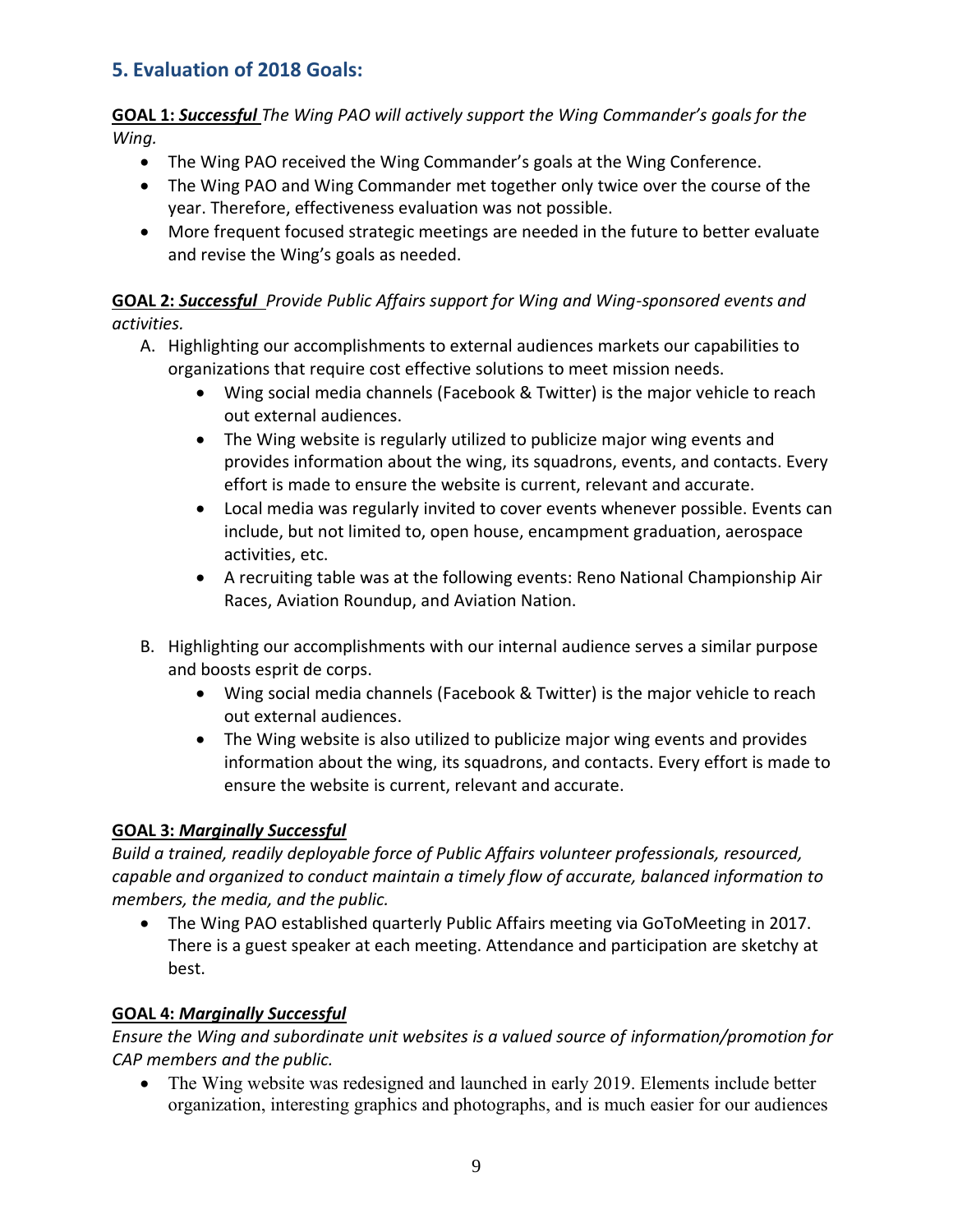## 5. Evaluation of 2018 Goals:

**GOAL 1:** ***Successful*** *The Wing PAO will actively support the Wing Commander's goals for the Wing.*

- The Wing PAO received the Wing Commander's goals at the Wing Conference.
- The Wing PAO and Wing Commander met together only twice over the course of the year. Therefore, effectiveness evaluation was not possible.
- More frequent focused strategic meetings are needed in the future to better evaluate and revise the Wing's goals as needed.

**GOAL 2:** ***Successful*** *Provide Public Affairs support for Wing and Wing-sponsored events and activities.*

A. Highlighting our accomplishments to external audiences markets our capabilities to organizations that require cost effective solutions to meet mission needs.
   - Wing social media channels (Facebook & Twitter) is the major vehicle to reach out external audiences.
   - The Wing website is regularly utilized to publicize major wing events and provides information about the wing, its squadrons, events, and contacts. Every effort is made to ensure the website is current, relevant and accurate.
   - Local media was regularly invited to cover events whenever possible. Events can include, but not limited to, open house, encampment graduation, aerospace activities, etc.
   - A recruiting table was at the following events: Reno National Championship Air Races, Aviation Roundup, and Aviation Nation.

B. Highlighting our accomplishments with our internal audience serves a similar purpose and boosts esprit de corps.
   - Wing social media channels (Facebook & Twitter) is the major vehicle to reach out external audiences.
   - The Wing website is also utilized to publicize major wing events and provides information about the wing, its squadrons, and contacts. Every effort is made to ensure the website is current, relevant and accurate.

**GOAL 3:** ***Marginally Successful***

*Build a trained, readily deployable force of Public Affairs volunteer professionals, resourced, capable and organized to conduct maintain a timely flow of accurate, balanced information to members, the media, and the public.*

- The Wing PAO established quarterly Public Affairs meeting via GoToMeeting in 2017. There is a guest speaker at each meeting. Attendance and participation are sketchy at best.

**GOAL 4:** ***Marginally Successful***

*Ensure the Wing and subordinate unit websites is a valued source of information/promotion for CAP members and the public.*

- The Wing website was redesigned and launched in early 2019. Elements include better organization, interesting graphics and photographs, and is much easier for our audiences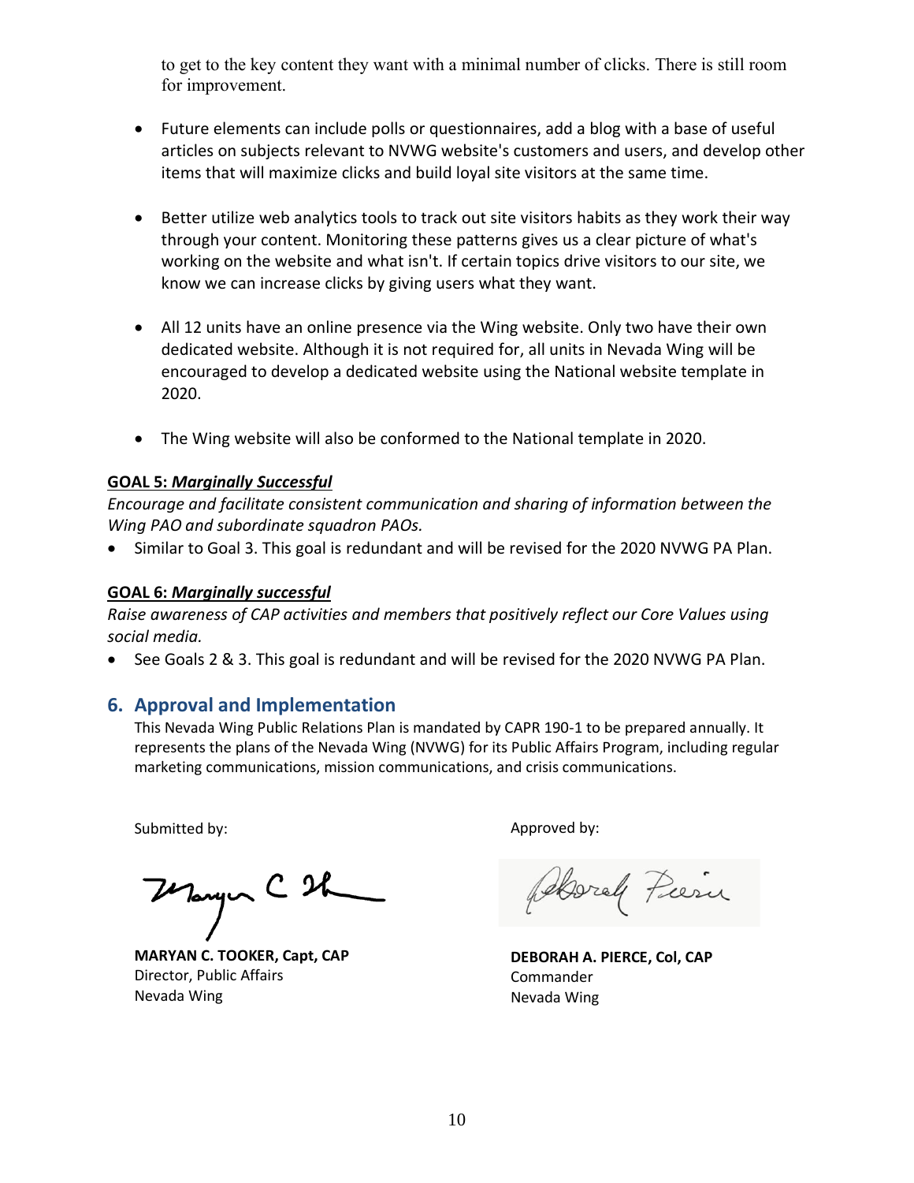to get to the key content they want with a minimal number of clicks. There is still room for improvement.

- Future elements can include polls or questionnaires, add a blog with a base of useful articles on subjects relevant to NVWG website's customers and users, and develop other items that will maximize clicks and build loyal site visitors at the same time.

- Better utilize web analytics tools to track out site visitors habits as they work their way through your content. Monitoring these patterns gives us a clear picture of what's working on the website and what isn't. If certain topics drive visitors to our site, we know we can increase clicks by giving users what they want.

- All 12 units have an online presence via the Wing website. Only two have their own dedicated website. Although it is not required for, all units in Nevada Wing will be encouraged to develop a dedicated website using the National website template in 2020.

- The Wing website will also be conformed to the National template in 2020.

**GOAL 5: *Marginally Successful***

*Encourage and facilitate consistent communication and sharing of information between the Wing PAO and subordinate squadron PAOs.*

- Similar to Goal 3. This goal is redundant and will be revised for the 2020 NVWG PA Plan.

**GOAL 6: *Marginally successful***

*Raise awareness of CAP activities and members that positively reflect our Core Values using social media.*

- See Goals 2 & 3. This goal is redundant and will be revised for the 2020 NVWG PA Plan.

## 6. Approval and Implementation

This Nevada Wing Public Relations Plan is mandated by CAPR 190-1 to be prepared annually. It represents the plans of the Nevada Wing (NVWG) for its Public Affairs Program, including regular marketing communications, mission communications, and crisis communications.

Submitted by:

**MARYAN C. TOOKER, Capt, CAP**
Director, Public Affairs
Nevada Wing

Approved by:

**DEBORAH A. PIERCE, Col, CAP**
Commander
Nevada Wing